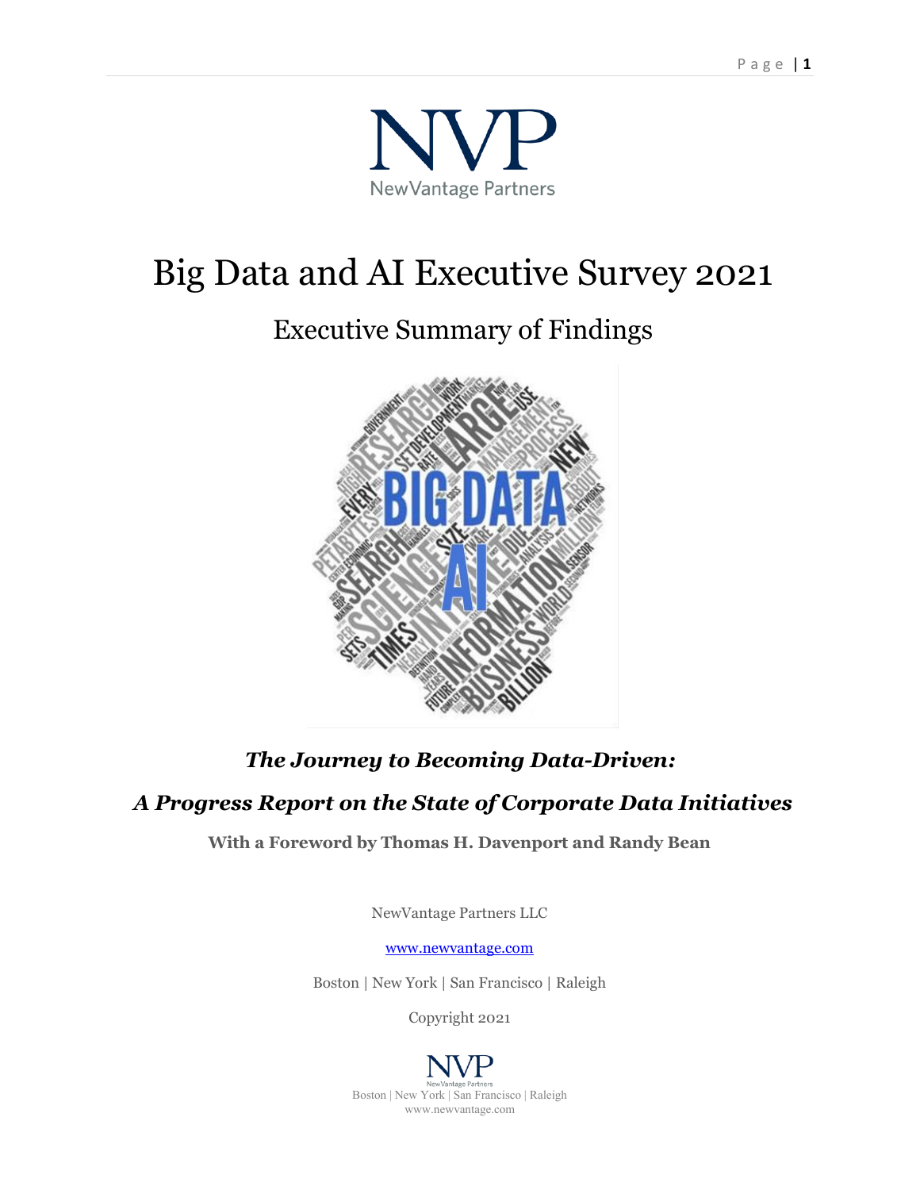NVP

NewVantage Partners

# Big Data and AI Executive Survey 2021

## Executive Summary of Findings

***The Journey to Becoming Data-Driven:***

***A Progress Report on the State of Corporate Data Initiatives***

**With a Foreword by Thomas H. Davenport and Randy Bean**

NewVantage Partners LLC

www.newvantage.com

Boston | New York | San Francisco | Raleigh

Copyright 2021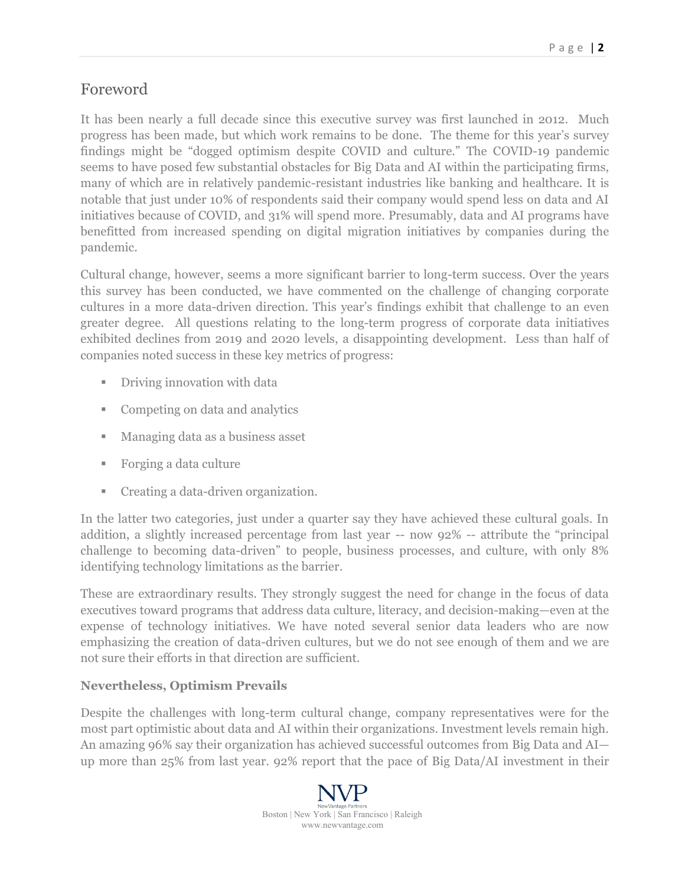## Foreword

It has been nearly a full decade since this executive survey was first launched in 2012. Much progress has been made, but which work remains to be done. The theme for this year's survey findings might be "dogged optimism despite COVID and culture." The COVID-19 pandemic seems to have posed few substantial obstacles for Big Data and AI within the participating firms, many of which are in relatively pandemic-resistant industries like banking and healthcare. It is notable that just under 10% of respondents said their company would spend less on data and AI initiatives because of COVID, and 31% will spend more. Presumably, data and AI programs have benefitted from increased spending on digital migration initiatives by companies during the pandemic.

Cultural change, however, seems a more significant barrier to long-term success. Over the years this survey has been conducted, we have commented on the challenge of changing corporate cultures in a more data-driven direction. This year's findings exhibit that challenge to an even greater degree. All questions relating to the long-term progress of corporate data initiatives exhibited declines from 2019 and 2020 levels, a disappointing development. Less than half of companies noted success in these key metrics of progress:

- Driving innovation with data
- Competing on data and analytics
- Managing data as a business asset
- Forging a data culture
- Creating a data-driven organization.

In the latter two categories, just under a quarter say they have achieved these cultural goals. In addition, a slightly increased percentage from last year -- now 92% -- attribute the "principal challenge to becoming data-driven" to people, business processes, and culture, with only 8% identifying technology limitations as the barrier.

These are extraordinary results. They strongly suggest the need for change in the focus of data executives toward programs that address data culture, literacy, and decision-making—even at the expense of technology initiatives. We have noted several senior data leaders who are now emphasizing the creation of data-driven cultures, but we do not see enough of them and we are not sure their efforts in that direction are sufficient.

### Nevertheless, Optimism Prevails

Despite the challenges with long-term cultural change, company representatives were for the most part optimistic about data and AI within their organizations. Investment levels remain high. An amazing 96% say their organization has achieved successful outcomes from Big Data and AI—up more than 25% from last year. 92% report that the pace of Big Data/AI investment in their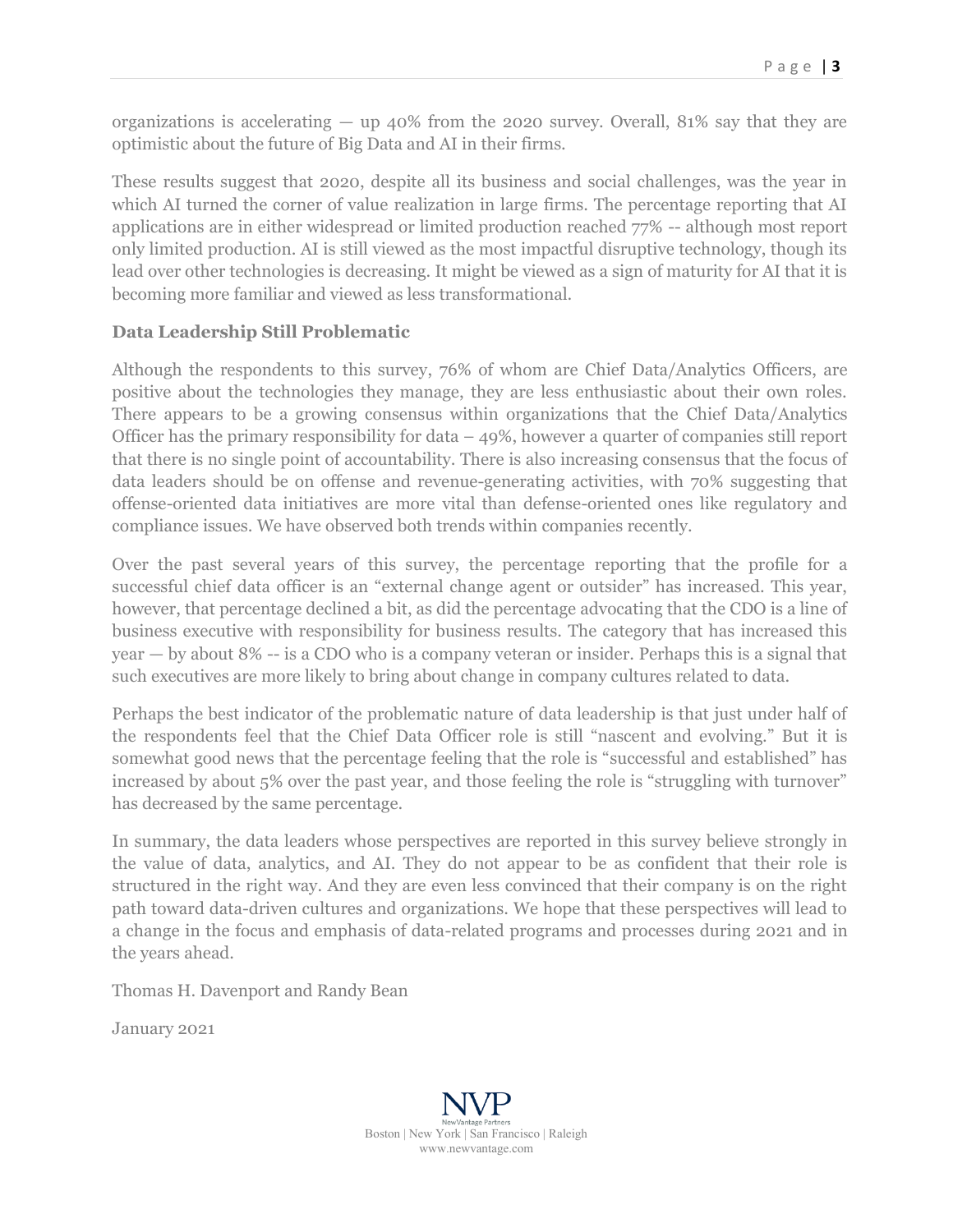organizations is accelerating — up 40% from the 2020 survey. Overall, 81% say that they are optimistic about the future of Big Data and AI in their firms.

These results suggest that 2020, despite all its business and social challenges, was the year in which AI turned the corner of value realization in large firms. The percentage reporting that AI applications are in either widespread or limited production reached 77% -- although most report only limited production. AI is still viewed as the most impactful disruptive technology, though its lead over other technologies is decreasing. It might be viewed as a sign of maturity for AI that it is becoming more familiar and viewed as less transformational.

### Data Leadership Still Problematic

Although the respondents to this survey, 76% of whom are Chief Data/Analytics Officers, are positive about the technologies they manage, they are less enthusiastic about their own roles. There appears to be a growing consensus within organizations that the Chief Data/Analytics Officer has the primary responsibility for data – 49%, however a quarter of companies still report that there is no single point of accountability. There is also increasing consensus that the focus of data leaders should be on offense and revenue-generating activities, with 70% suggesting that offense-oriented data initiatives are more vital than defense-oriented ones like regulatory and compliance issues. We have observed both trends within companies recently.

Over the past several years of this survey, the percentage reporting that the profile for a successful chief data officer is an "external change agent or outsider" has increased. This year, however, that percentage declined a bit, as did the percentage advocating that the CDO is a line of business executive with responsibility for business results. The category that has increased this year — by about 8% -- is a CDO who is a company veteran or insider. Perhaps this is a signal that such executives are more likely to bring about change in company cultures related to data.

Perhaps the best indicator of the problematic nature of data leadership is that just under half of the respondents feel that the Chief Data Officer role is still "nascent and evolving." But it is somewhat good news that the percentage feeling that the role is "successful and established" has increased by about 5% over the past year, and those feeling the role is "struggling with turnover" has decreased by the same percentage.

In summary, the data leaders whose perspectives are reported in this survey believe strongly in the value of data, analytics, and AI. They do not appear to be as confident that their role is structured in the right way. And they are even less convinced that their company is on the right path toward data-driven cultures and organizations. We hope that these perspectives will lead to a change in the focus and emphasis of data-related programs and processes during 2021 and in the years ahead.

Thomas H. Davenport and Randy Bean

January 2021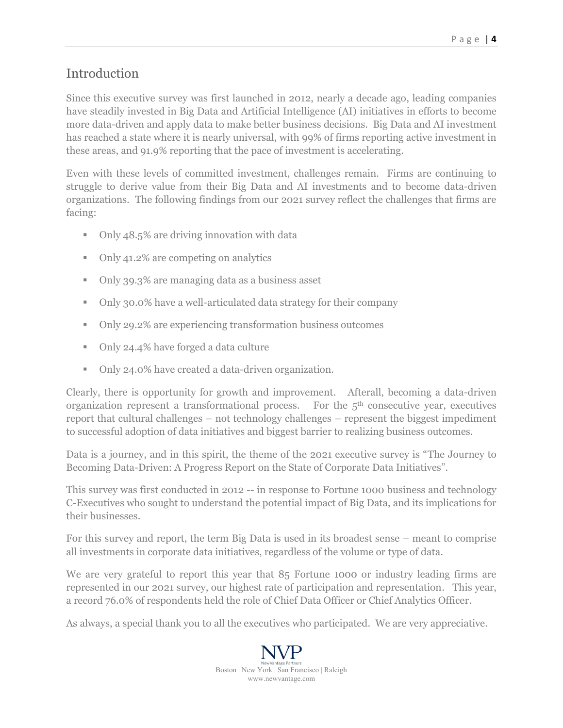## Introduction

Since this executive survey was first launched in 2012, nearly a decade ago, leading companies have steadily invested in Big Data and Artificial Intelligence (AI) initiatives in efforts to become more data-driven and apply data to make better business decisions. Big Data and AI investment has reached a state where it is nearly universal, with 99% of firms reporting active investment in these areas, and 91.9% reporting that the pace of investment is accelerating.

Even with these levels of committed investment, challenges remain. Firms are continuing to struggle to derive value from their Big Data and AI investments and to become data-driven organizations. The following findings from our 2021 survey reflect the challenges that firms are facing:

- Only 48.5% are driving innovation with data
- Only 41.2% are competing on analytics
- Only 39.3% are managing data as a business asset
- Only 30.0% have a well-articulated data strategy for their company
- Only 29.2% are experiencing transformation business outcomes
- Only 24.4% have forged a data culture
- Only 24.0% have created a data-driven organization.

Clearly, there is opportunity for growth and improvement. Afterall, becoming a data-driven organization represent a transformational process. For the 5th consecutive year, executives report that cultural challenges – not technology challenges – represent the biggest impediment to successful adoption of data initiatives and biggest barrier to realizing business outcomes.

Data is a journey, and in this spirit, the theme of the 2021 executive survey is "The Journey to Becoming Data-Driven: A Progress Report on the State of Corporate Data Initiatives".

This survey was first conducted in 2012 -- in response to Fortune 1000 business and technology C-Executives who sought to understand the potential impact of Big Data, and its implications for their businesses.

For this survey and report, the term Big Data is used in its broadest sense – meant to comprise all investments in corporate data initiatives, regardless of the volume or type of data.

We are very grateful to report this year that 85 Fortune 1000 or industry leading firms are represented in our 2021 survey, our highest rate of participation and representation. This year, a record 76.0% of respondents held the role of Chief Data Officer or Chief Analytics Officer.

As always, a special thank you to all the executives who participated. We are very appreciative.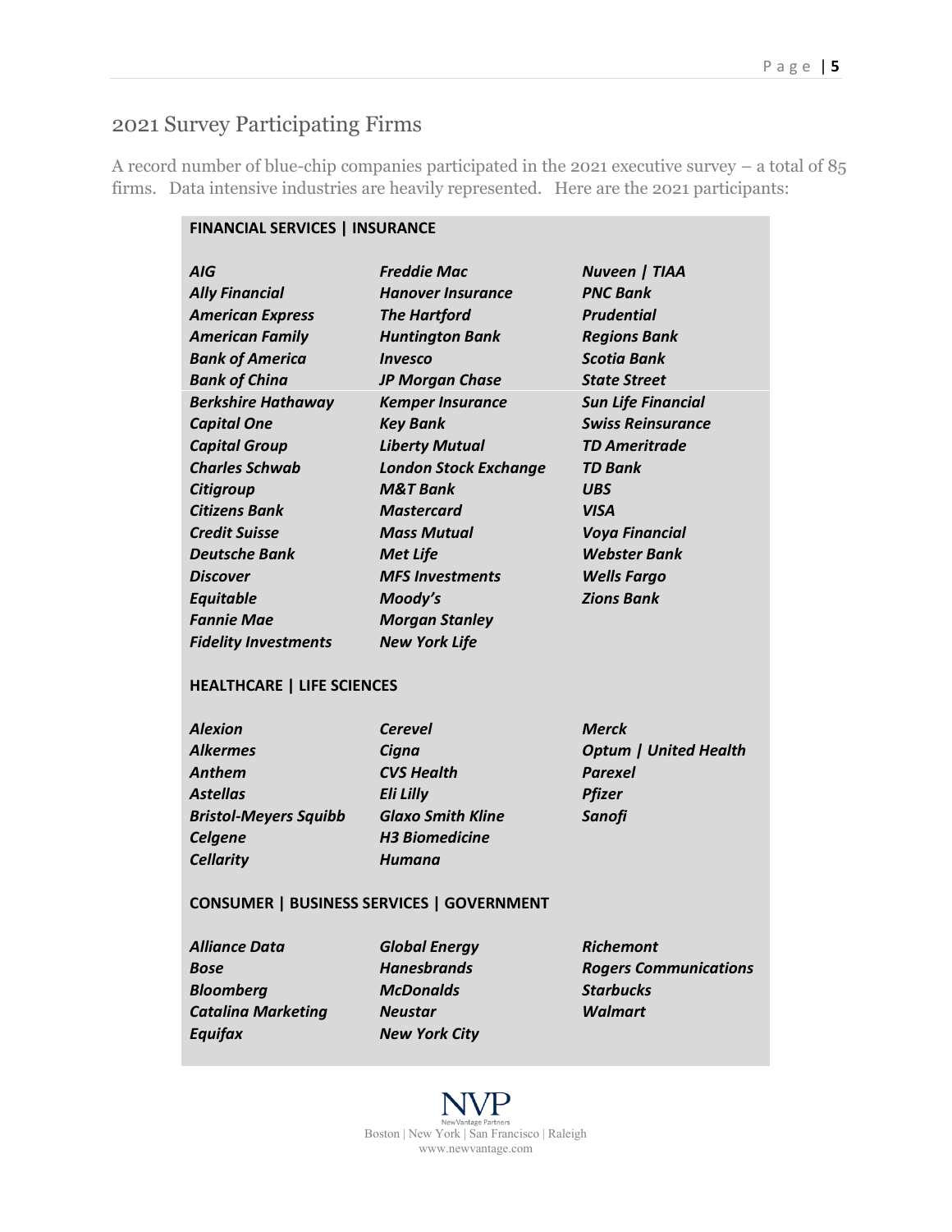## 2021 Survey Participating Firms

A record number of blue-chip companies participated in the 2021 executive survey – a total of 85 firms. Data intensive industries are heavily represented. Here are the 2021 participants:

**FINANCIAL SERVICES | INSURANCE**

| | | |
|---|---|---|
| ***AIG*** | ***Freddie Mac*** | ***Nuveen \| TIAA*** |
| ***Ally Financial*** | ***Hanover Insurance*** | ***PNC Bank*** |
| ***American Express*** | ***The Hartford*** | ***Prudential*** |
| ***American Family*** | ***Huntington Bank*** | ***Regions Bank*** |
| ***Bank of America*** | ***Invesco*** | ***Scotia Bank*** |
| ***Bank of China*** | ***JP Morgan Chase*** | ***State Street*** |
| ***Berkshire Hathaway*** | ***Kemper Insurance*** | ***Sun Life Financial*** |
| ***Capital One*** | ***Key Bank*** | ***Swiss Reinsurance*** |
| ***Capital Group*** | ***Liberty Mutual*** | ***TD Ameritrade*** |
| ***Charles Schwab*** | ***London Stock Exchange*** | ***TD Bank*** |
| ***Citigroup*** | ***M&T Bank*** | ***UBS*** |
| ***Citizens Bank*** | ***Mastercard*** | ***VISA*** |
| ***Credit Suisse*** | ***Mass Mutual*** | ***Voya Financial*** |
| ***Deutsche Bank*** | ***Met Life*** | ***Webster Bank*** |
| ***Discover*** | ***MFS Investments*** | ***Wells Fargo*** |
| ***Equitable*** | ***Moody's*** | ***Zions Bank*** |
| ***Fannie Mae*** | ***Morgan Stanley*** | |
| ***Fidelity Investments*** | ***New York Life*** | |

**HEALTHCARE | LIFE SCIENCES**

| | | |
|---|---|---|
| ***Alexion*** | ***Cerevel*** | ***Merck*** |
| ***Alkermes*** | ***Cigna*** | ***Optum \| United Health*** |
| ***Anthem*** | ***CVS Health*** | ***Parexel*** |
| ***Astellas*** | ***Eli Lilly*** | ***Pfizer*** |
| ***Bristol-Meyers Squibb*** | ***Glaxo Smith Kline*** | ***Sanofi*** |
| ***Celgene*** | ***H3 Biomedicine*** | |
| ***Cellarity*** | ***Humana*** | |

**CONSUMER | BUSINESS SERVICES | GOVERNMENT**

| | | |
|---|---|---|
| ***Alliance Data*** | ***Global Energy*** | ***Richemont*** |
| ***Bose*** | ***Hanesbrands*** | ***Rogers Communications*** |
| ***Bloomberg*** | ***McDonalds*** | ***Starbucks*** |
| ***Catalina Marketing*** | ***Neustar*** | ***Walmart*** |
| ***Equifax*** | ***New York City*** | |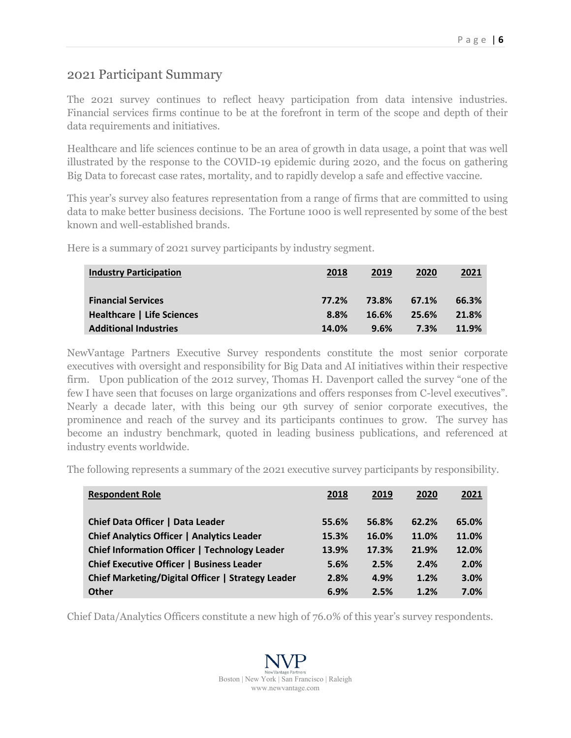## 2021 Participant Summary

The 2021 survey continues to reflect heavy participation from data intensive industries. Financial services firms continue to be at the forefront in term of the scope and depth of their data requirements and initiatives.

Healthcare and life sciences continue to be an area of growth in data usage, a point that was well illustrated by the response to the COVID-19 epidemic during 2020, and the focus on gathering Big Data to forecast case rates, mortality, and to rapidly develop a safe and effective vaccine.

This year's survey also features representation from a range of firms that are committed to using data to make better business decisions. The Fortune 1000 is well represented by some of the best known and well-established brands.

Here is a summary of 2021 survey participants by industry segment.

| Industry Participation | 2018 | 2019 | 2020 | 2021 |
|---|---|---|---|---|
| **Financial Services** | **77.2%** | **73.8%** | **67.1%** | **66.3%** |
| **Healthcare \| Life Sciences** | **8.8%** | **16.6%** | **25.6%** | **21.8%** |
| **Additional Industries** | **14.0%** | **9.6%** | **7.3%** | **11.9%** |

NewVantage Partners Executive Survey respondents constitute the most senior corporate executives with oversight and responsibility for Big Data and AI initiatives within their respective firm. Upon publication of the 2012 survey, Thomas H. Davenport called the survey "one of the few I have seen that focuses on large organizations and offers responses from C-level executives". Nearly a decade later, with this being our 9th survey of senior corporate executives, the prominence and reach of the survey and its participants continues to grow. The survey has become an industry benchmark, quoted in leading business publications, and referenced at industry events worldwide.

The following represents a summary of the 2021 executive survey participants by responsibility.

| Respondent Role | 2018 | 2019 | 2020 | 2021 |
|---|---|---|---|---|
| **Chief Data Officer \| Data Leader** | **55.6%** | **56.8%** | **62.2%** | **65.0%** |
| **Chief Analytics Officer \| Analytics Leader** | **15.3%** | **16.0%** | **11.0%** | **11.0%** |
| **Chief Information Officer \| Technology Leader** | **13.9%** | **17.3%** | **21.9%** | **12.0%** |
| **Chief Executive Officer \| Business Leader** | **5.6%** | **2.5%** | **2.4%** | **2.0%** |
| **Chief Marketing/Digital Officer \| Strategy Leader** | **2.8%** | **4.9%** | **1.2%** | **3.0%** |
| **Other** | **6.9%** | **2.5%** | **1.2%** | **7.0%** |

Chief Data/Analytics Officers constitute a new high of 76.0% of this year's survey respondents.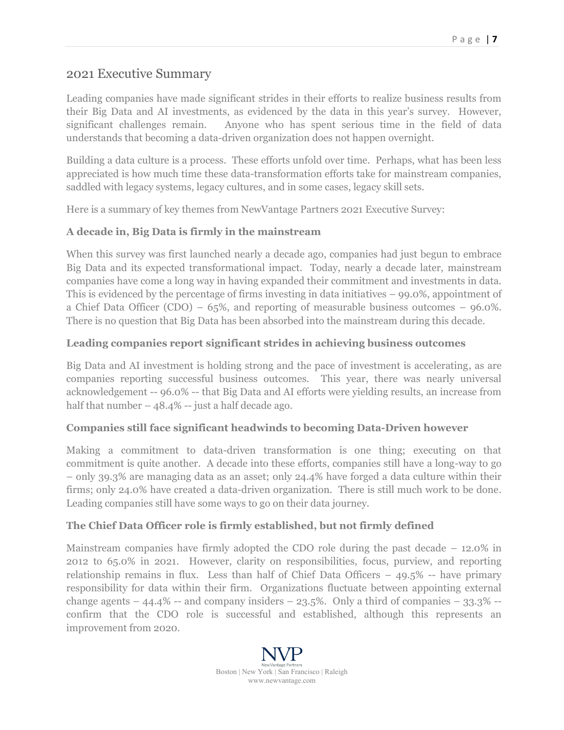## 2021 Executive Summary

Leading companies have made significant strides in their efforts to realize business results from their Big Data and AI investments, as evidenced by the data in this year's survey. However, significant challenges remain. Anyone who has spent serious time in the field of data understands that becoming a data-driven organization does not happen overnight.

Building a data culture is a process. These efforts unfold over time. Perhaps, what has been less appreciated is how much time these data-transformation efforts take for mainstream companies, saddled with legacy systems, legacy cultures, and in some cases, legacy skill sets.

Here is a summary of key themes from NewVantage Partners 2021 Executive Survey:

### A decade in, Big Data is firmly in the mainstream

When this survey was first launched nearly a decade ago, companies had just begun to embrace Big Data and its expected transformational impact. Today, nearly a decade later, mainstream companies have come a long way in having expanded their commitment and investments in data. This is evidenced by the percentage of firms investing in data initiatives – 99.0%, appointment of a Chief Data Officer (CDO) – 65%, and reporting of measurable business outcomes – 96.0%. There is no question that Big Data has been absorbed into the mainstream during this decade.

### Leading companies report significant strides in achieving business outcomes

Big Data and AI investment is holding strong and the pace of investment is accelerating, as are companies reporting successful business outcomes. This year, there was nearly universal acknowledgement -- 96.0% -- that Big Data and AI efforts were yielding results, an increase from half that number – 48.4% -- just a half decade ago.

### Companies still face significant headwinds to becoming Data-Driven however

Making a commitment to data-driven transformation is one thing; executing on that commitment is quite another. A decade into these efforts, companies still have a long-way to go – only 39.3% are managing data as an asset; only 24.4% have forged a data culture within their firms; only 24.0% have created a data-driven organization. There is still much work to be done. Leading companies still have some ways to go on their data journey.

### The Chief Data Officer role is firmly established, but not firmly defined

Mainstream companies have firmly adopted the CDO role during the past decade – 12.0% in 2012 to 65.0% in 2021. However, clarity on responsibilities, focus, purview, and reporting relationship remains in flux. Less than half of Chief Data Officers – 49.5% -- have primary responsibility for data within their firm. Organizations fluctuate between appointing external change agents – 44.4% -- and company insiders – 23.5%. Only a third of companies – 33.3% -- confirm that the CDO role is successful and established, although this represents an improvement from 2020.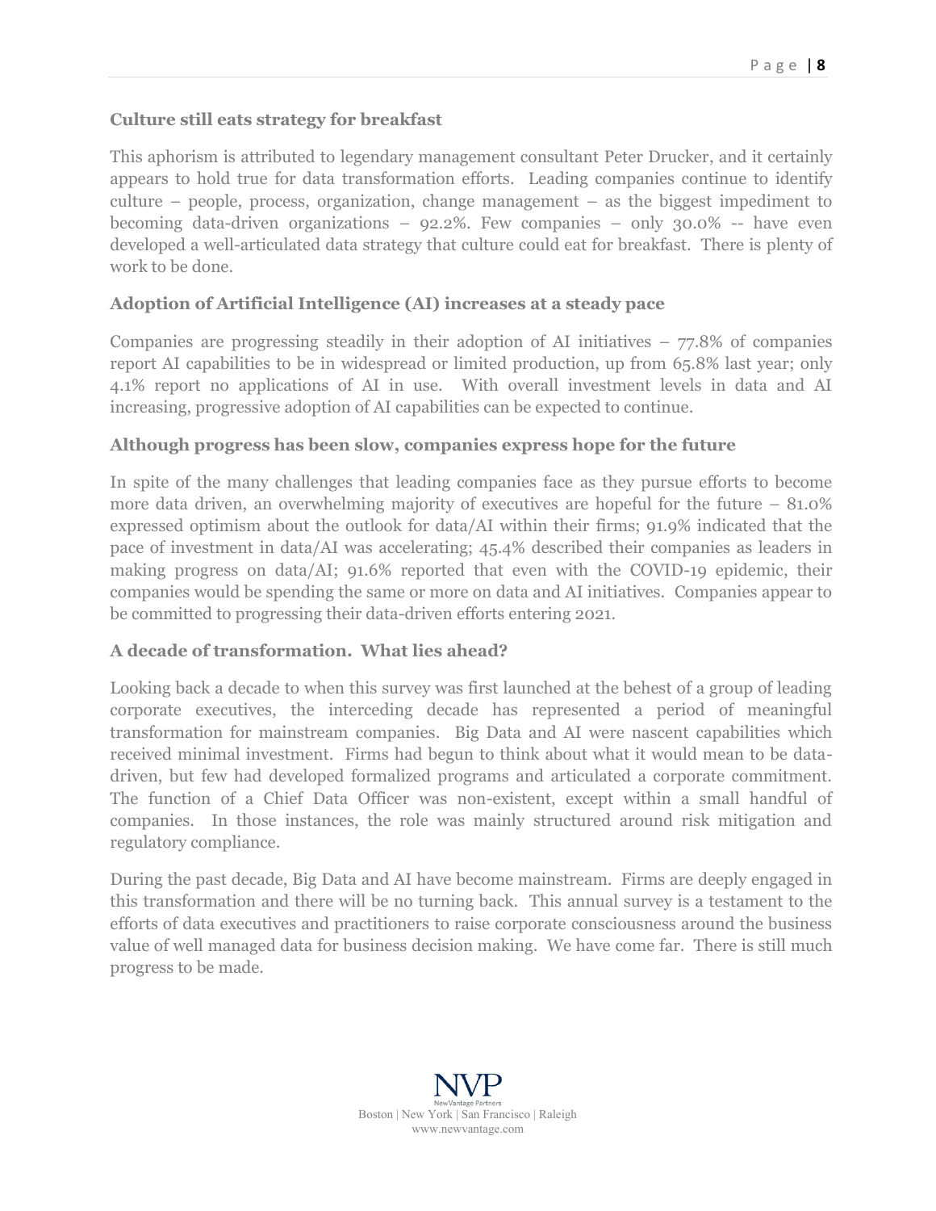### Culture still eats strategy for breakfast

This aphorism is attributed to legendary management consultant Peter Drucker, and it certainly appears to hold true for data transformation efforts. Leading companies continue to identify culture – people, process, organization, change management – as the biggest impediment to becoming data-driven organizations – 92.2%. Few companies – only 30.0% -- have even developed a well-articulated data strategy that culture could eat for breakfast. There is plenty of work to be done.

### Adoption of Artificial Intelligence (AI) increases at a steady pace

Companies are progressing steadily in their adoption of AI initiatives – 77.8% of companies report AI capabilities to be in widespread or limited production, up from 65.8% last year; only 4.1% report no applications of AI in use. With overall investment levels in data and AI increasing, progressive adoption of AI capabilities can be expected to continue.

### Although progress has been slow, companies express hope for the future

In spite of the many challenges that leading companies face as they pursue efforts to become more data driven, an overwhelming majority of executives are hopeful for the future – 81.0% expressed optimism about the outlook for data/AI within their firms; 91.9% indicated that the pace of investment in data/AI was accelerating; 45.4% described their companies as leaders in making progress on data/AI; 91.6% reported that even with the COVID-19 epidemic, their companies would be spending the same or more on data and AI initiatives. Companies appear to be committed to progressing their data-driven efforts entering 2021.

### A decade of transformation. What lies ahead?

Looking back a decade to when this survey was first launched at the behest of a group of leading corporate executives, the interceding decade has represented a period of meaningful transformation for mainstream companies. Big Data and AI were nascent capabilities which received minimal investment. Firms had begun to think about what it would mean to be data-driven, but few had developed formalized programs and articulated a corporate commitment. The function of a Chief Data Officer was non-existent, except within a small handful of companies. In those instances, the role was mainly structured around risk mitigation and regulatory compliance.

During the past decade, Big Data and AI have become mainstream. Firms are deeply engaged in this transformation and there will be no turning back. This annual survey is a testament to the efforts of data executives and practitioners to raise corporate consciousness around the business value of well managed data for business decision making. We have come far. There is still much progress to be made.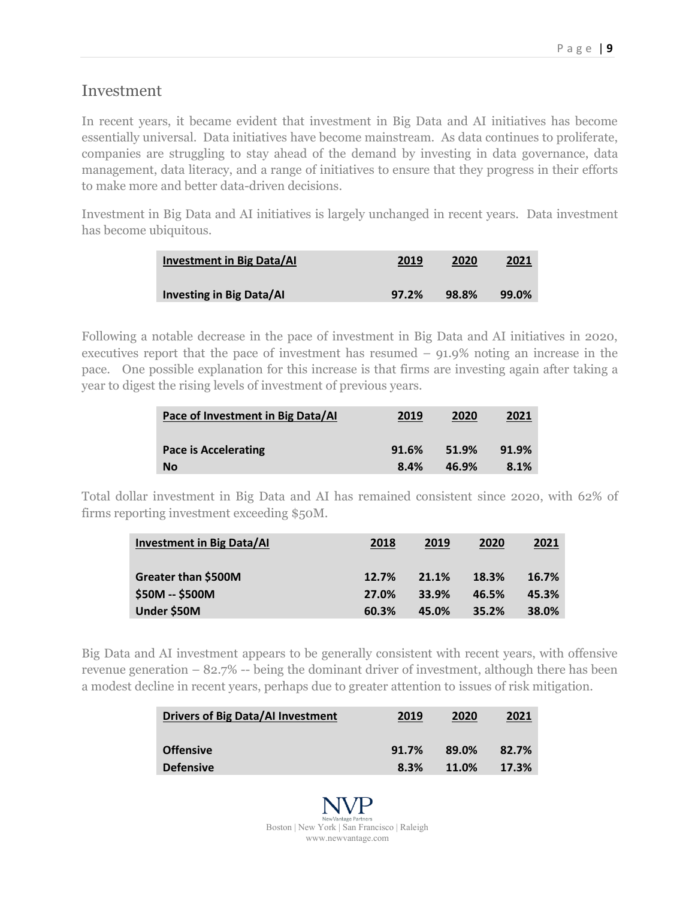## Investment

In recent years, it became evident that investment in Big Data and AI initiatives has become essentially universal. Data initiatives have become mainstream. As data continues to proliferate, companies are struggling to stay ahead of the demand by investing in data governance, data management, data literacy, and a range of initiatives to ensure that they progress in their efforts to make more and better data-driven decisions.

Investment in Big Data and AI initiatives is largely unchanged in recent years. Data investment has become ubiquitous.

| Investment in Big Data/AI | 2019 | 2020 | 2021 |
|---|---|---|---|
| **Investing in Big Data/AI** | **97.2%** | **98.8%** | **99.0%** |

Following a notable decrease in the pace of investment in Big Data and AI initiatives in 2020, executives report that the pace of investment has resumed – 91.9% noting an increase in the pace. One possible explanation for this increase is that firms are investing again after taking a year to digest the rising levels of investment of previous years.

| Pace of Investment in Big Data/AI | 2019 | 2020 | 2021 |
|---|---|---|---|
| **Pace is Accelerating** | **91.6%** | **51.9%** | **91.9%** |
| **No** | **8.4%** | **46.9%** | **8.1%** |

Total dollar investment in Big Data and AI has remained consistent since 2020, with 62% of firms reporting investment exceeding $50M.

| Investment in Big Data/AI | 2018 | 2019 | 2020 | 2021 |
|---|---|---|---|---|
| **Greater than $500M** | **12.7%** | **21.1%** | **18.3%** | **16.7%** |
| **$50M -- $500M** | **27.0%** | **33.9%** | **46.5%** | **45.3%** |
| **Under $50M** | **60.3%** | **45.0%** | **35.2%** | **38.0%** |

Big Data and AI investment appears to be generally consistent with recent years, with offensive revenue generation – 82.7% -- being the dominant driver of investment, although there has been a modest decline in recent years, perhaps due to greater attention to issues of risk mitigation.

| Drivers of Big Data/AI Investment | 2019 | 2020 | 2021 |
|---|---|---|---|
| **Offensive** | **91.7%** | **89.0%** | **82.7%** |
| **Defensive** | **8.3%** | **11.0%** | **17.3%** |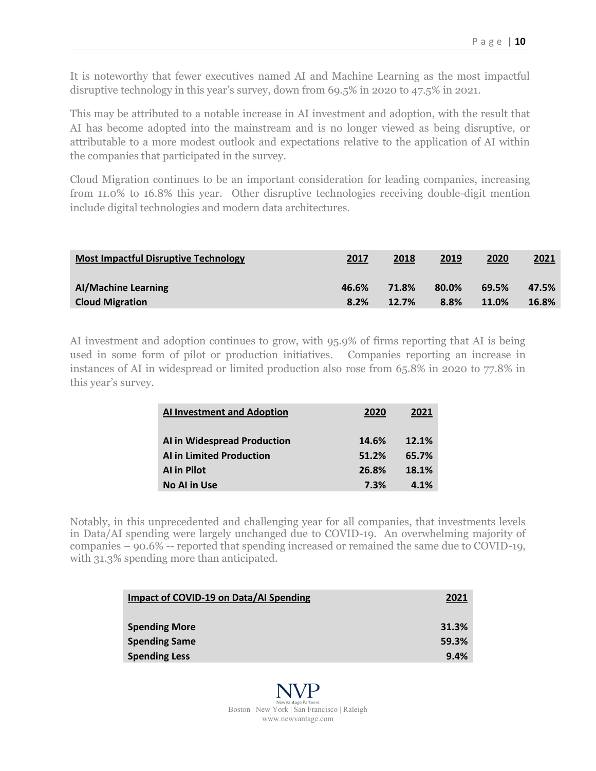It is noteworthy that fewer executives named AI and Machine Learning as the most impactful disruptive technology in this year's survey, down from 69.5% in 2020 to 47.5% in 2021.

This may be attributed to a notable increase in AI investment and adoption, with the result that AI has become adopted into the mainstream and is no longer viewed as being disruptive, or attributable to a more modest outlook and expectations relative to the application of AI within the companies that participated in the survey.

Cloud Migration continues to be an important consideration for leading companies, increasing from 11.0% to 16.8% this year. Other disruptive technologies receiving double-digit mention include digital technologies and modern data architectures.

| **Most Impactful Disruptive Technology** | **2017** | **2018** | **2019** | **2020** | **2021** |
|---|---|---|---|---|---|
| **AI/Machine Learning** | **46.6%** | **71.8%** | **80.0%** | **69.5%** | **47.5%** |
| **Cloud Migration** | **8.2%** | **12.7%** | **8.8%** | **11.0%** | **16.8%** |

AI investment and adoption continues to grow, with 95.9% of firms reporting that AI is being used in some form of pilot or production initiatives. Companies reporting an increase in instances of AI in widespread or limited production also rose from 65.8% in 2020 to 77.8% in this year's survey.

| **AI Investment and Adoption** | **2020** | **2021** |
|---|---|---|
| **AI in Widespread Production** | **14.6%** | **12.1%** |
| **AI in Limited Production** | **51.2%** | **65.7%** |
| **AI in Pilot** | **26.8%** | **18.1%** |
| **No AI in Use** | **7.3%** | **4.1%** |

Notably, in this unprecedented and challenging year for all companies, that investments levels in Data/AI spending were largely unchanged due to COVID-19. An overwhelming majority of companies – 90.6% -- reported that spending increased or remained the same due to COVID-19, with 31.3% spending more than anticipated.

| **Impact of COVID-19 on Data/AI Spending** | **2021** |
|---|---|
| **Spending More** | **31.3%** |
| **Spending Same** | **59.3%** |
| **Spending Less** | **9.4%** |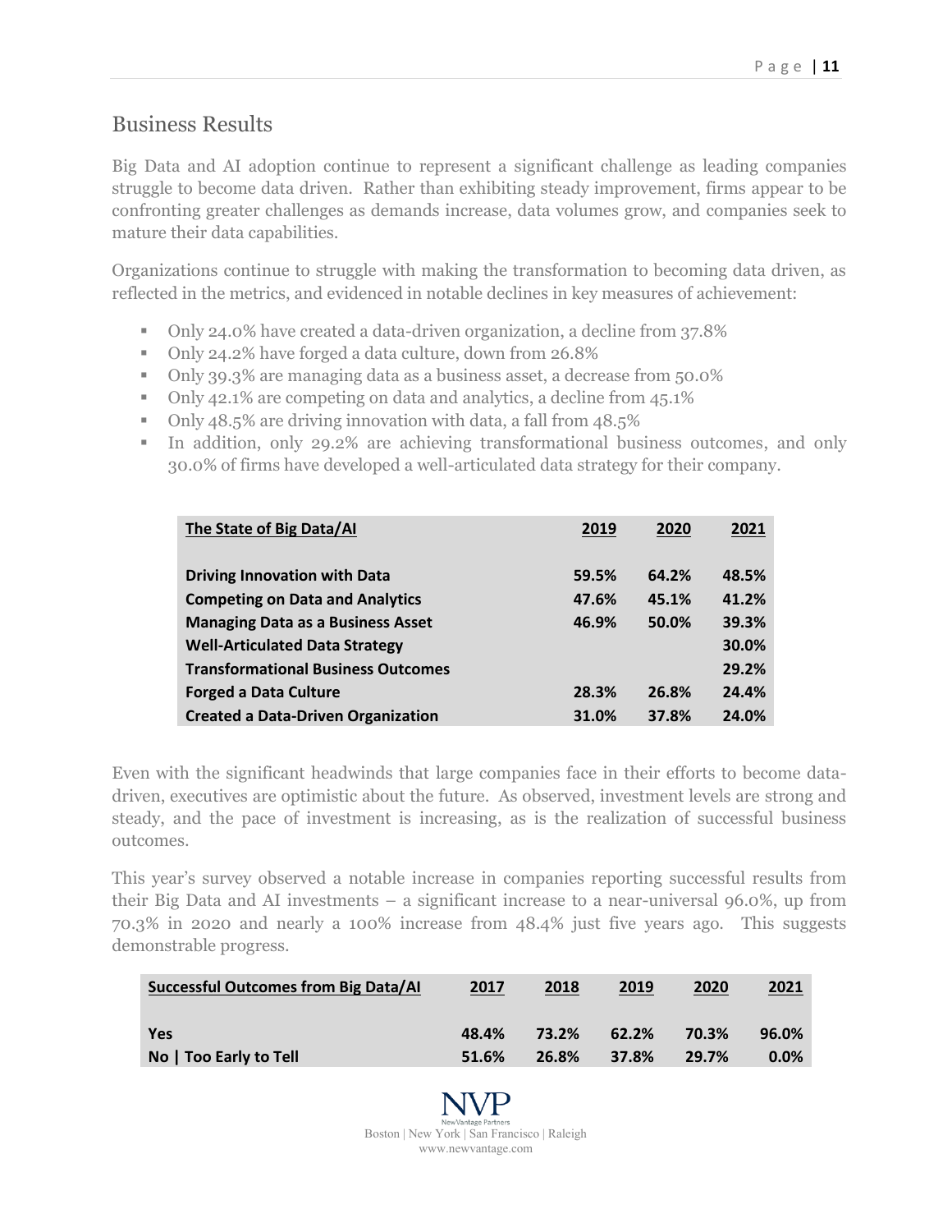## Business Results

Big Data and AI adoption continue to represent a significant challenge as leading companies struggle to become data driven. Rather than exhibiting steady improvement, firms appear to be confronting greater challenges as demands increase, data volumes grow, and companies seek to mature their data capabilities.

Organizations continue to struggle with making the transformation to becoming data driven, as reflected in the metrics, and evidenced in notable declines in key measures of achievement:

- Only 24.0% have created a data-driven organization, a decline from 37.8%
- Only 24.2% have forged a data culture, down from 26.8%
- Only 39.3% are managing data as a business asset, a decrease from 50.0%
- Only 42.1% are competing on data and analytics, a decline from 45.1%
- Only 48.5% are driving innovation with data, a fall from 48.5%
- In addition, only 29.2% are achieving transformational business outcomes, and only 30.0% of firms have developed a well-articulated data strategy for their company.

| **The State of Big Data/AI** | **2019** | **2020** | **2021** |
|---|---|---|---|
| **Driving Innovation with Data** | **59.5%** | **64.2%** | **48.5%** |
| **Competing on Data and Analytics** | **47.6%** | **45.1%** | **41.2%** |
| **Managing Data as a Business Asset** | **46.9%** | **50.0%** | **39.3%** |
| **Well-Articulated Data Strategy** | | | **30.0%** |
| **Transformational Business Outcomes** | | | **29.2%** |
| **Forged a Data Culture** | **28.3%** | **26.8%** | **24.4%** |
| **Created a Data-Driven Organization** | **31.0%** | **37.8%** | **24.0%** |

Even with the significant headwinds that large companies face in their efforts to become data-driven, executives are optimistic about the future. As observed, investment levels are strong and steady, and the pace of investment is increasing, as is the realization of successful business outcomes.

This year's survey observed a notable increase in companies reporting successful results from their Big Data and AI investments – a significant increase to a near-universal 96.0%, up from 70.3% in 2020 and nearly a 100% increase from 48.4% just five years ago. This suggests demonstrable progress.

| **Successful Outcomes from Big Data/AI** | **2017** | **2018** | **2019** | **2020** | **2021** |
|---|---|---|---|---|---|
| **Yes** | **48.4%** | **73.2%** | **62.2%** | **70.3%** | **96.0%** |
| **No \| Too Early to Tell** | **51.6%** | **26.8%** | **37.8%** | **29.7%** | **0.0%** |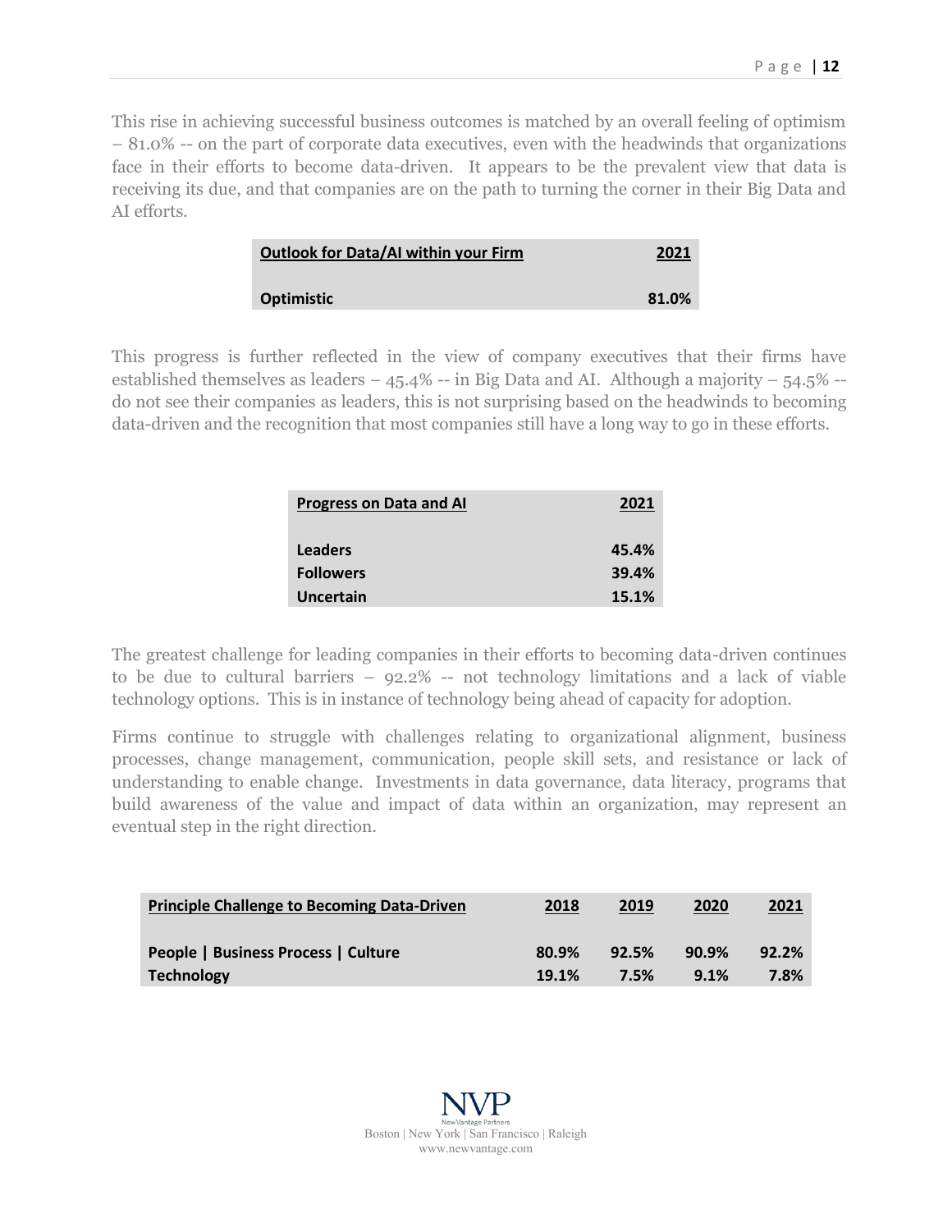This rise in achieving successful business outcomes is matched by an overall feeling of optimism – 81.0% -- on the part of corporate data executives, even with the headwinds that organizations face in their efforts to become data-driven. It appears to be the prevalent view that data is receiving its due, and that companies are on the path to turning the corner in their Big Data and AI efforts.

| Outlook for Data/AI within your Firm | 2021 |
| --- | --- |
| Optimistic | 81.0% |

This progress is further reflected in the view of company executives that their firms have established themselves as leaders – 45.4% -- in Big Data and AI. Although a majority – 54.5% -- do not see their companies as leaders, this is not surprising based on the headwinds to becoming data-driven and the recognition that most companies still have a long way to go in these efforts.

| Progress on Data and AI | 2021 |
| --- | --- |
| Leaders | 45.4% |
| Followers | 39.4% |
| Uncertain | 15.1% |

The greatest challenge for leading companies in their efforts to becoming data-driven continues to be due to cultural barriers – 92.2% -- not technology limitations and a lack of viable technology options. This is in instance of technology being ahead of capacity for adoption.

Firms continue to struggle with challenges relating to organizational alignment, business processes, change management, communication, people skill sets, and resistance or lack of understanding to enable change. Investments in data governance, data literacy, programs that build awareness of the value and impact of data within an organization, may represent an eventual step in the right direction.

| Principle Challenge to Becoming Data-Driven | 2018 | 2019 | 2020 | 2021 |
| --- | --- | --- | --- | --- |
| People \| Business Process \| Culture | 80.9% | 92.5% | 90.9% | 92.2% |
| Technology | 19.1% | 7.5% | 9.1% | 7.8% |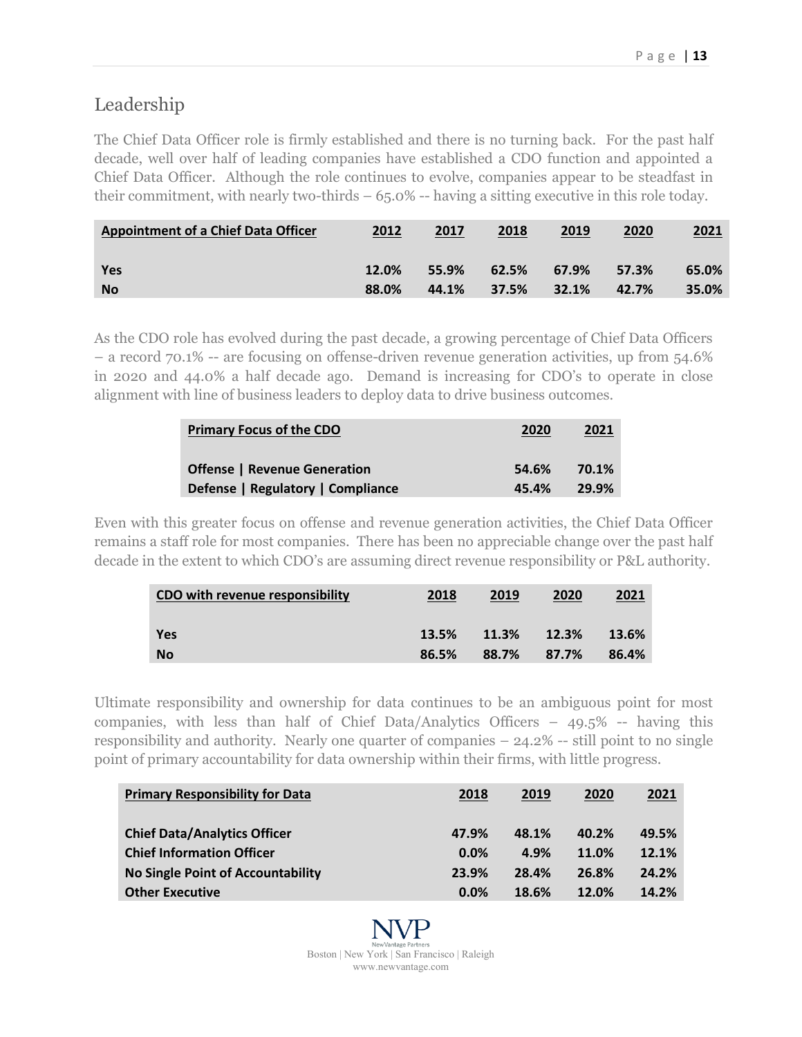## Leadership

The Chief Data Officer role is firmly established and there is no turning back. For the past half decade, well over half of leading companies have established a CDO function and appointed a Chief Data Officer. Although the role continues to evolve, companies appear to be steadfast in their commitment, with nearly two-thirds – 65.0% -- having a sitting executive in this role today.

| Appointment of a Chief Data Officer | 2012 | 2017 | 2018 | 2019 | 2020 | 2021 |
|---|---|---|---|---|---|---|
| **Yes** | **12.0%** | **55.9%** | **62.5%** | **67.9%** | **57.3%** | **65.0%** |
| **No** | **88.0%** | **44.1%** | **37.5%** | **32.1%** | **42.7%** | **35.0%** |

As the CDO role has evolved during the past decade, a growing percentage of Chief Data Officers – a record 70.1% -- are focusing on offense-driven revenue generation activities, up from 54.6% in 2020 and 44.0% a half decade ago. Demand is increasing for CDO's to operate in close alignment with line of business leaders to deploy data to drive business outcomes.

| Primary Focus of the CDO | 2020 | 2021 |
|---|---|---|
| **Offense \| Revenue Generation** | **54.6%** | **70.1%** |
| **Defense \| Regulatory \| Compliance** | **45.4%** | **29.9%** |

Even with this greater focus on offense and revenue generation activities, the Chief Data Officer remains a staff role for most companies. There has been no appreciable change over the past half decade in the extent to which CDO's are assuming direct revenue responsibility or P&L authority.

| CDO with revenue responsibility | 2018 | 2019 | 2020 | 2021 |
|---|---|---|---|---|
| **Yes** | **13.5%** | **11.3%** | **12.3%** | **13.6%** |
| **No** | **86.5%** | **88.7%** | **87.7%** | **86.4%** |

Ultimate responsibility and ownership for data continues to be an ambiguous point for most companies, with less than half of Chief Data/Analytics Officers – 49.5% -- having this responsibility and authority. Nearly one quarter of companies – 24.2% -- still point to no single point of primary accountability for data ownership within their firms, with little progress.

| Primary Responsibility for Data | 2018 | 2019 | 2020 | 2021 |
|---|---|---|---|---|
| **Chief Data/Analytics Officer** | **47.9%** | **48.1%** | **40.2%** | **49.5%** |
| **Chief Information Officer** | **0.0%** | **4.9%** | **11.0%** | **12.1%** |
| **No Single Point of Accountability** | **23.9%** | **28.4%** | **26.8%** | **24.2%** |
| **Other Executive** | **0.0%** | **18.6%** | **12.0%** | **14.2%** |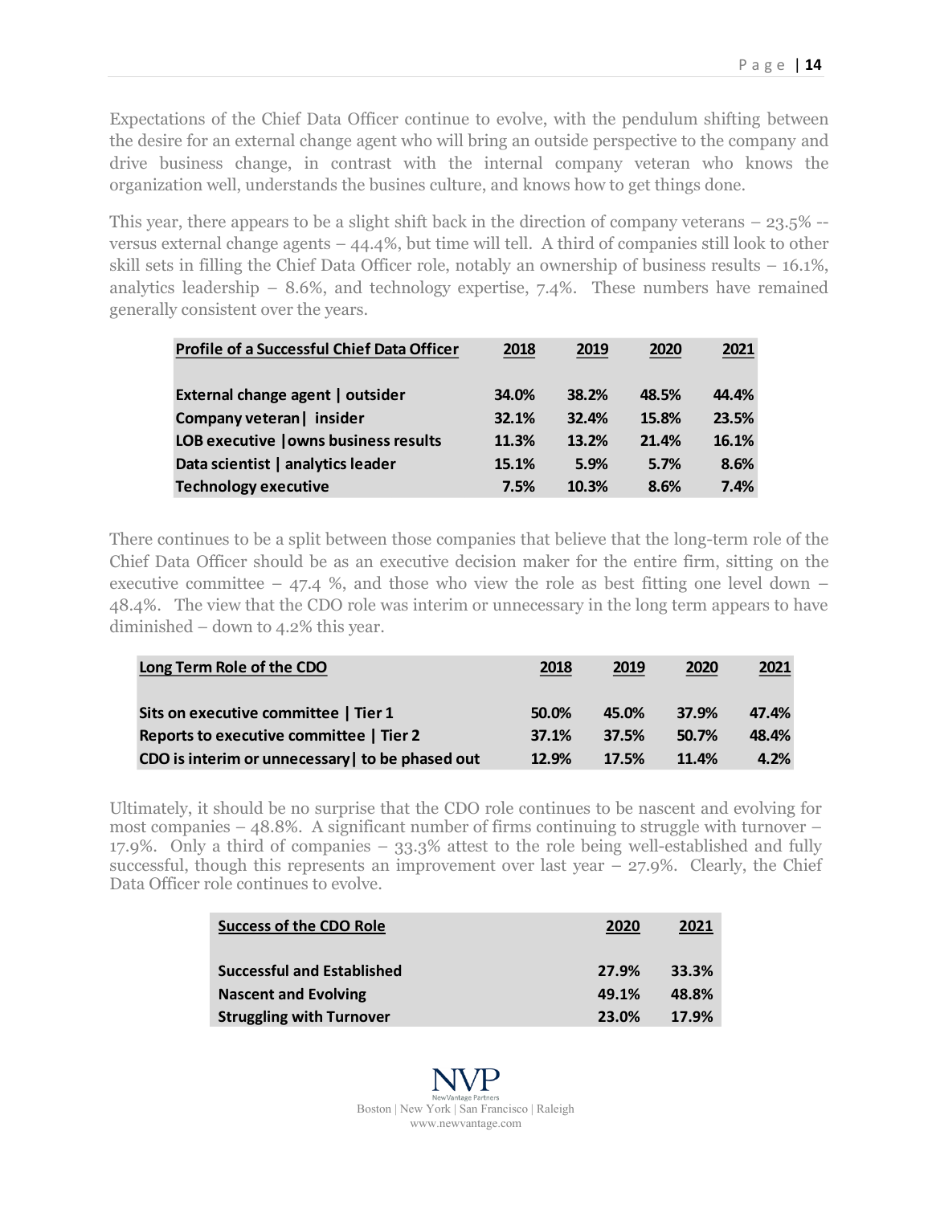Expectations of the Chief Data Officer continue to evolve, with the pendulum shifting between the desire for an external change agent who will bring an outside perspective to the company and drive business change, in contrast with the internal company veteran who knows the organization well, understands the busines culture, and knows how to get things done.

This year, there appears to be a slight shift back in the direction of company veterans – 23.5% -- versus external change agents – 44.4%, but time will tell. A third of companies still look to other skill sets in filling the Chief Data Officer role, notably an ownership of business results – 16.1%, analytics leadership – 8.6%, and technology expertise, 7.4%. These numbers have remained generally consistent over the years.

| Profile of a Successful Chief Data Officer | 2018 | 2019 | 2020 | 2021 |
| --- | --- | --- | --- | --- |
| External change agent \| outsider | 34.0% | 38.2% | 48.5% | 44.4% |
| Company veteran\| insider | 32.1% | 32.4% | 15.8% | 23.5% |
| LOB executive \|owns business results | 11.3% | 13.2% | 21.4% | 16.1% |
| Data scientist \| analytics leader | 15.1% | 5.9% | 5.7% | 8.6% |
| Technology executive | 7.5% | 10.3% | 8.6% | 7.4% |

There continues to be a split between those companies that believe that the long-term role of the Chief Data Officer should be as an executive decision maker for the entire firm, sitting on the executive committee – 47.4 %, and those who view the role as best fitting one level down – 48.4%. The view that the CDO role was interim or unnecessary in the long term appears to have diminished – down to 4.2% this year.

| Long Term Role of the CDO | 2018 | 2019 | 2020 | 2021 |
| --- | --- | --- | --- | --- |
| Sits on executive committee \| Tier 1 | 50.0% | 45.0% | 37.9% | 47.4% |
| Reports to executive committee \| Tier 2 | 37.1% | 37.5% | 50.7% | 48.4% |
| CDO is interim or unnecessary\| to be phased out | 12.9% | 17.5% | 11.4% | 4.2% |

Ultimately, it should be no surprise that the CDO role continues to be nascent and evolving for most companies – 48.8%. A significant number of firms continuing to struggle with turnover – 17.9%. Only a third of companies – 33.3% attest to the role being well-established and fully successful, though this represents an improvement over last year – 27.9%. Clearly, the Chief Data Officer role continues to evolve.

| Success of the CDO Role | 2020 | 2021 |
| --- | --- | --- |
| Successful and Established | 27.9% | 33.3% |
| Nascent and Evolving | 49.1% | 48.8% |
| Struggling with Turnover | 23.0% | 17.9% |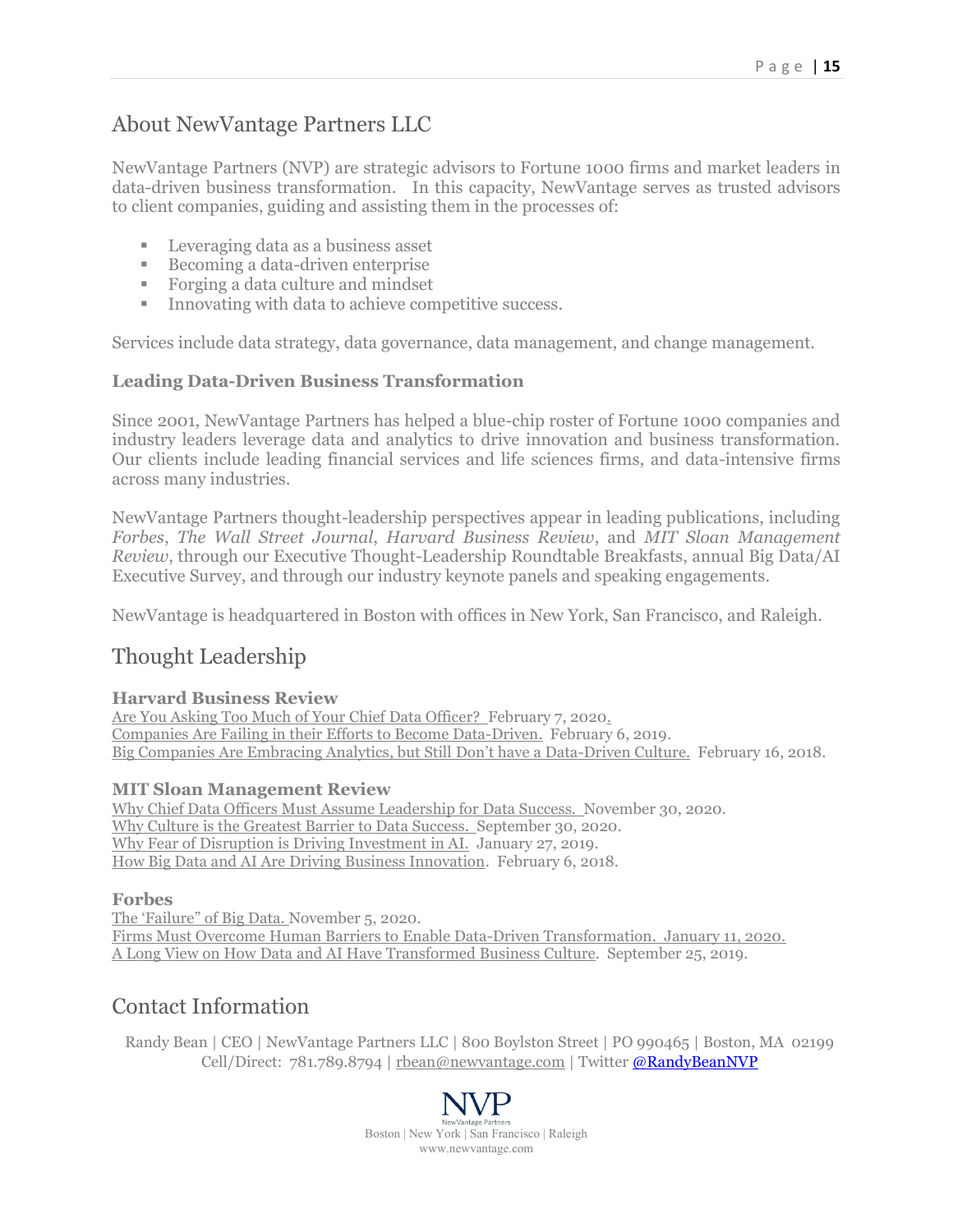## About NewVantage Partners LLC

NewVantage Partners (NVP) are strategic advisors to Fortune 1000 firms and market leaders in data-driven business transformation. In this capacity, NewVantage serves as trusted advisors to client companies, guiding and assisting them in the processes of:

- Leveraging data as a business asset
- Becoming a data-driven enterprise
- Forging a data culture and mindset
- Innovating with data to achieve competitive success.

Services include data strategy, data governance, data management, and change management.

### Leading Data-Driven Business Transformation

Since 2001, NewVantage Partners has helped a blue-chip roster of Fortune 1000 companies and industry leaders leverage data and analytics to drive innovation and business transformation. Our clients include leading financial services and life sciences firms, and data-intensive firms across many industries.

NewVantage Partners thought-leadership perspectives appear in leading publications, including *Forbes*, *The Wall Street Journal*, *Harvard Business Review*, and *MIT Sloan Management Review*, through our Executive Thought-Leadership Roundtable Breakfasts, annual Big Data/AI Executive Survey, and through our industry keynote panels and speaking engagements.

NewVantage is headquartered in Boston with offices in New York, San Francisco, and Raleigh.

## Thought Leadership

### Harvard Business Review

Are You Asking Too Much of Your Chief Data Officer? February 7, 2020.
Companies Are Failing in their Efforts to Become Data-Driven. February 6, 2019.
Big Companies Are Embracing Analytics, but Still Don't have a Data-Driven Culture. February 16, 2018.

### MIT Sloan Management Review

Why Chief Data Officers Must Assume Leadership for Data Success. November 30, 2020.
Why Culture is the Greatest Barrier to Data Success. September 30, 2020.
Why Fear of Disruption is Driving Investment in AI. January 27, 2019.
How Big Data and AI Are Driving Business Innovation. February 6, 2018.

### Forbes

The 'Failure" of Big Data. November 5, 2020.
Firms Must Overcome Human Barriers to Enable Data-Driven Transformation. January 11, 2020.
A Long View on How Data and AI Have Transformed Business Culture. September 25, 2019.

## Contact Information

Randy Bean | CEO | NewVantage Partners LLC | 800 Boylston Street | PO 990465 | Boston, MA 02199
Cell/Direct: 781.789.8794 | rbean@newvantage.com | Twitter @RandyBeanNVP

NVP
NewVantage Partners
Boston | New York | San Francisco | Raleigh
www.newvantage.com